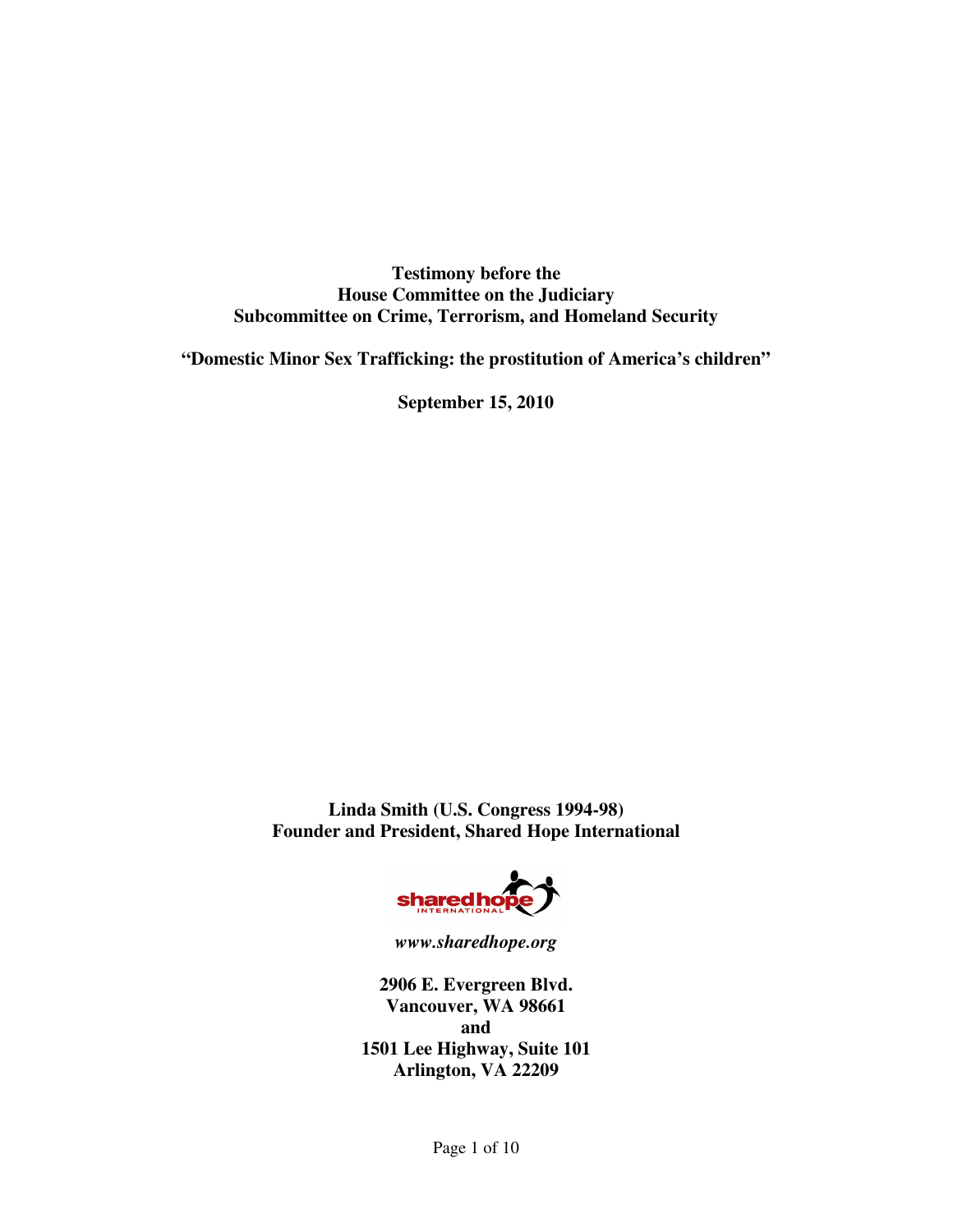**Testimony before the**
**House Committee on the Judiciary**
**Subcommittee on Crime, Terrorism, and Homeland Security**

**"Domestic Minor Sex Trafficking: the prostitution of America's children"**

**September 15, 2010**

**Linda Smith (U.S. Congress 1994-98)**
**Founder and President, Shared Hope International**

***www.sharedhope.org***

**2906 E. Evergreen Blvd.**
**Vancouver, WA 98661**
**and**
**1501 Lee Highway, Suite 101**
**Arlington, VA 22209**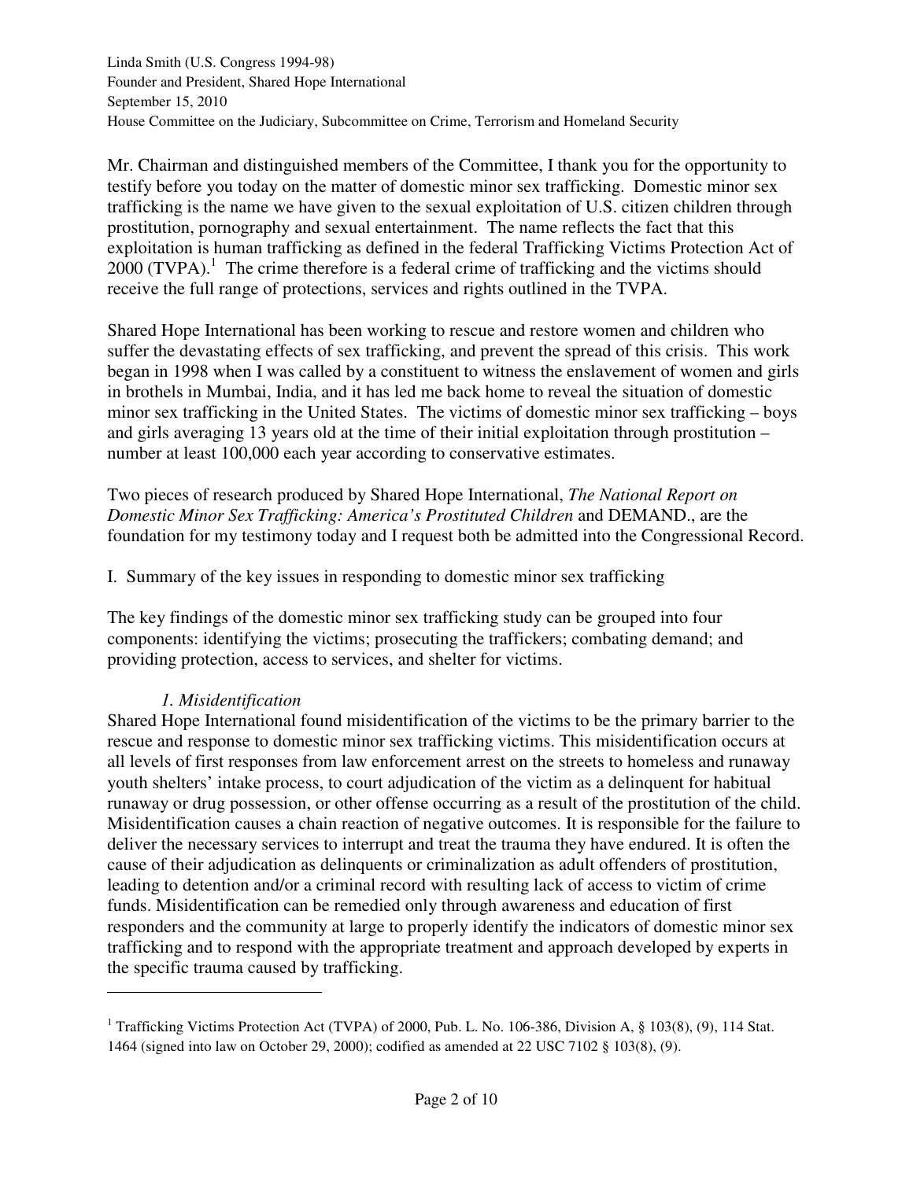Mr. Chairman and distinguished members of the Committee, I thank you for the opportunity to testify before you today on the matter of domestic minor sex trafficking. Domestic minor sex trafficking is the name we have given to the sexual exploitation of U.S. citizen children through prostitution, pornography and sexual entertainment. The name reflects the fact that this exploitation is human trafficking as defined in the federal Trafficking Victims Protection Act of 2000 (TVPA).[1] The crime therefore is a federal crime of trafficking and the victims should receive the full range of protections, services and rights outlined in the TVPA.

Shared Hope International has been working to rescue and restore women and children who suffer the devastating effects of sex trafficking, and prevent the spread of this crisis. This work began in 1998 when I was called by a constituent to witness the enslavement of women and girls in brothels in Mumbai, India, and it has led me back home to reveal the situation of domestic minor sex trafficking in the United States. The victims of domestic minor sex trafficking – boys and girls averaging 13 years old at the time of their initial exploitation through prostitution – number at least 100,000 each year according to conservative estimates.

Two pieces of research produced by Shared Hope International, *The National Report on Domestic Minor Sex Trafficking: America's Prostituted Children* and DEMAND., are the foundation for my testimony today and I request both be admitted into the Congressional Record.

## I. Summary of the key issues in responding to domestic minor sex trafficking

The key findings of the domestic minor sex trafficking study can be grouped into four components: identifying the victims; prosecuting the traffickers; combating demand; and providing protection, access to services, and shelter for victims.

### *1. Misidentification*

Shared Hope International found misidentification of the victims to be the primary barrier to the rescue and response to domestic minor sex trafficking victims. This misidentification occurs at all levels of first responses from law enforcement arrest on the streets to homeless and runaway youth shelters' intake process, to court adjudication of the victim as a delinquent for habitual runaway or drug possession, or other offense occurring as a result of the prostitution of the child. Misidentification causes a chain reaction of negative outcomes. It is responsible for the failure to deliver the necessary services to interrupt and treat the trauma they have endured. It is often the cause of their adjudication as delinquents or criminalization as adult offenders of prostitution, leading to detention and/or a criminal record with resulting lack of access to victim of crime funds. Misidentification can be remedied only through awareness and education of first responders and the community at large to properly identify the indicators of domestic minor sex trafficking and to respond with the appropriate treatment and approach developed by experts in the specific trauma caused by trafficking.

---

[1] Trafficking Victims Protection Act (TVPA) of 2000, Pub. L. No. 106-386, Division A, § 103(8), (9), 114 Stat. 1464 (signed into law on October 29, 2000); codified as amended at 22 USC 7102 § 103(8), (9).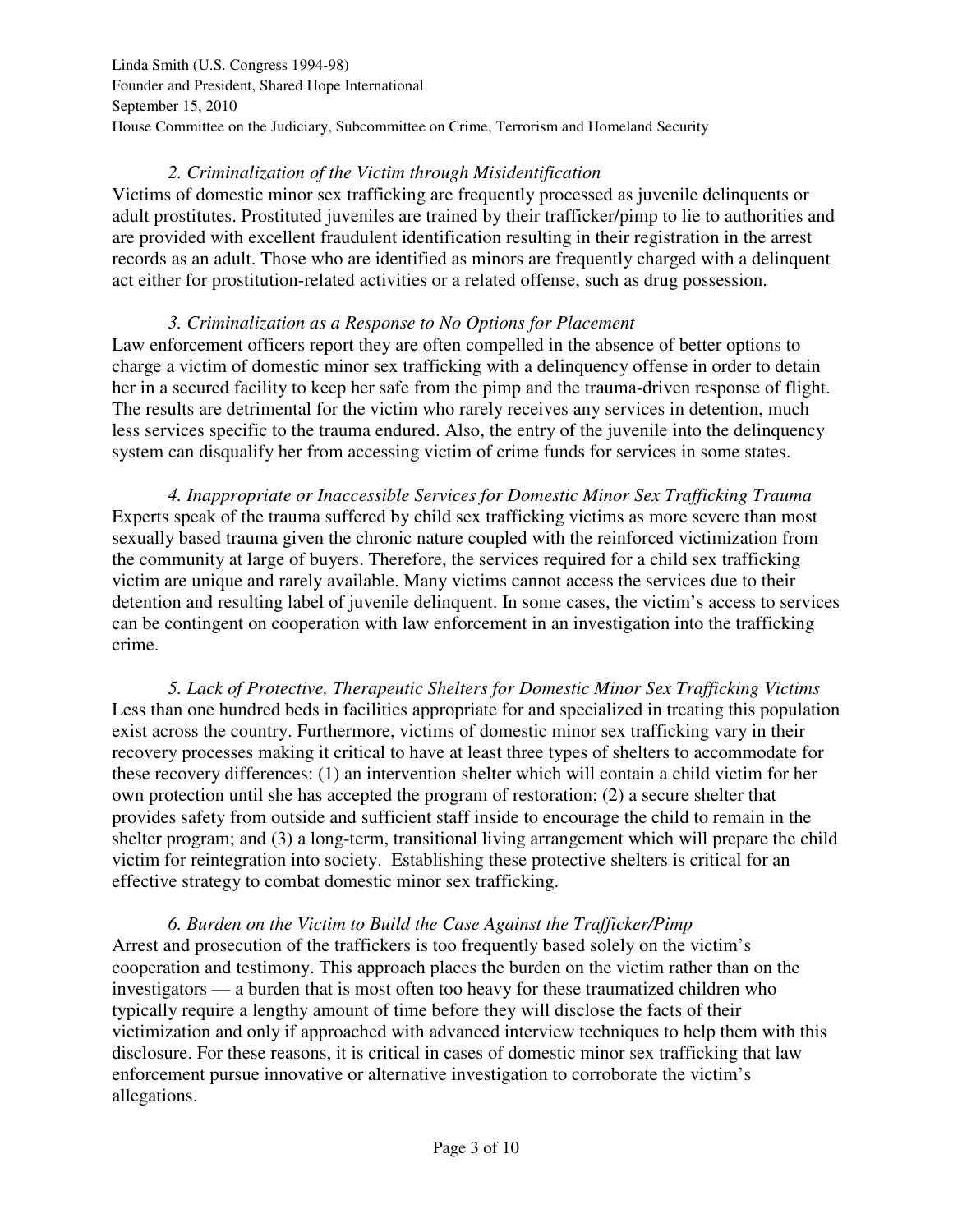*2. Criminalization of the Victim through Misidentification*

Victims of domestic minor sex trafficking are frequently processed as juvenile delinquents or adult prostitutes. Prostituted juveniles are trained by their trafficker/pimp to lie to authorities and are provided with excellent fraudulent identification resulting in their registration in the arrest records as an adult. Those who are identified as minors are frequently charged with a delinquent act either for prostitution-related activities or a related offense, such as drug possession.

*3. Criminalization as a Response to No Options for Placement*

Law enforcement officers report they are often compelled in the absence of better options to charge a victim of domestic minor sex trafficking with a delinquency offense in order to detain her in a secured facility to keep her safe from the pimp and the trauma-driven response of flight. The results are detrimental for the victim who rarely receives any services in detention, much less services specific to the trauma endured. Also, the entry of the juvenile into the delinquency system can disqualify her from accessing victim of crime funds for services in some states.

*4. Inappropriate or Inaccessible Services for Domestic Minor Sex Trafficking Trauma*

Experts speak of the trauma suffered by child sex trafficking victims as more severe than most sexually based trauma given the chronic nature coupled with the reinforced victimization from the community at large of buyers. Therefore, the services required for a child sex trafficking victim are unique and rarely available. Many victims cannot access the services due to their detention and resulting label of juvenile delinquent. In some cases, the victim's access to services can be contingent on cooperation with law enforcement in an investigation into the trafficking crime.

*5. Lack of Protective, Therapeutic Shelters for Domestic Minor Sex Trafficking Victims*

Less than one hundred beds in facilities appropriate for and specialized in treating this population exist across the country. Furthermore, victims of domestic minor sex trafficking vary in their recovery processes making it critical to have at least three types of shelters to accommodate for these recovery differences: (1) an intervention shelter which will contain a child victim for her own protection until she has accepted the program of restoration; (2) a secure shelter that provides safety from outside and sufficient staff inside to encourage the child to remain in the shelter program; and (3) a long-term, transitional living arrangement which will prepare the child victim for reintegration into society. Establishing these protective shelters is critical for an effective strategy to combat domestic minor sex trafficking.

*6. Burden on the Victim to Build the Case Against the Trafficker/Pimp*

Arrest and prosecution of the traffickers is too frequently based solely on the victim's cooperation and testimony. This approach places the burden on the victim rather than on the investigators — a burden that is most often too heavy for these traumatized children who typically require a lengthy amount of time before they will disclose the facts of their victimization and only if approached with advanced interview techniques to help them with this disclosure. For these reasons, it is critical in cases of domestic minor sex trafficking that law enforcement pursue innovative or alternative investigation to corroborate the victim's allegations.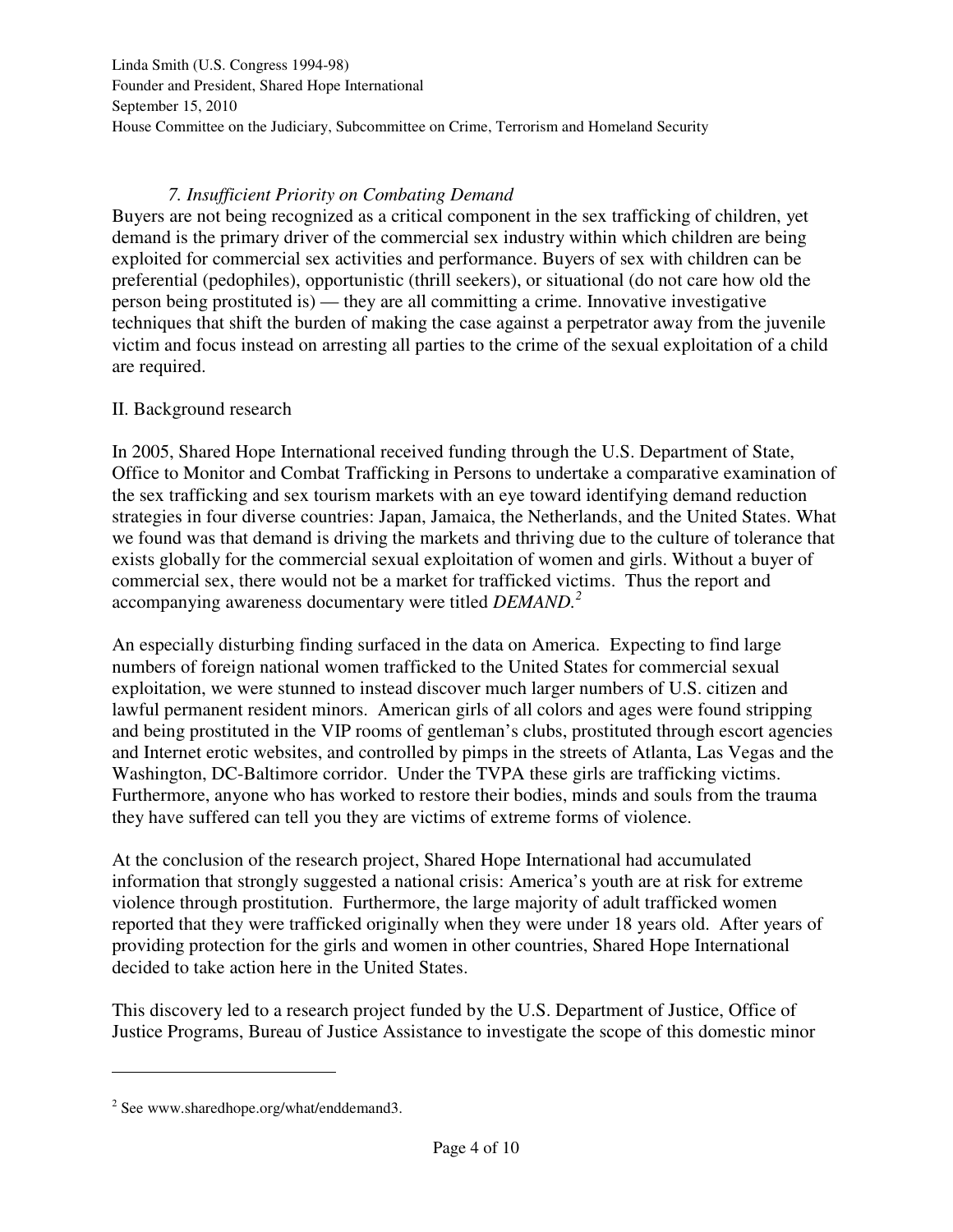### *7. Insufficient Priority on Combating Demand*

Buyers are not being recognized as a critical component in the sex trafficking of children, yet demand is the primary driver of the commercial sex industry within which children are being exploited for commercial sex activities and performance. Buyers of sex with children can be preferential (pedophiles), opportunistic (thrill seekers), or situational (do not care how old the person being prostituted is) — they are all committing a crime. Innovative investigative techniques that shift the burden of making the case against a perpetrator away from the juvenile victim and focus instead on arresting all parties to the crime of the sexual exploitation of a child are required.

## II. Background research

In 2005, Shared Hope International received funding through the U.S. Department of State, Office to Monitor and Combat Trafficking in Persons to undertake a comparative examination of the sex trafficking and sex tourism markets with an eye toward identifying demand reduction strategies in four diverse countries: Japan, Jamaica, the Netherlands, and the United States. What we found was that demand is driving the markets and thriving due to the culture of tolerance that exists globally for the commercial sexual exploitation of women and girls. Without a buyer of commercial sex, there would not be a market for trafficked victims. Thus the report and accompanying awareness documentary were titled *DEMAND.*[2]

An especially disturbing finding surfaced in the data on America. Expecting to find large numbers of foreign national women trafficked to the United States for commercial sexual exploitation, we were stunned to instead discover much larger numbers of U.S. citizen and lawful permanent resident minors. American girls of all colors and ages were found stripping and being prostituted in the VIP rooms of gentleman's clubs, prostituted through escort agencies and Internet erotic websites, and controlled by pimps in the streets of Atlanta, Las Vegas and the Washington, DC-Baltimore corridor. Under the TVPA these girls are trafficking victims. Furthermore, anyone who has worked to restore their bodies, minds and souls from the trauma they have suffered can tell you they are victims of extreme forms of violence.

At the conclusion of the research project, Shared Hope International had accumulated information that strongly suggested a national crisis: America's youth are at risk for extreme violence through prostitution. Furthermore, the large majority of adult trafficked women reported that they were trafficked originally when they were under 18 years old. After years of providing protection for the girls and women in other countries, Shared Hope International decided to take action here in the United States.

This discovery led to a research project funded by the U.S. Department of Justice, Office of Justice Programs, Bureau of Justice Assistance to investigate the scope of this domestic minor

---

[2] See www.sharedhope.org/what/enddemand3.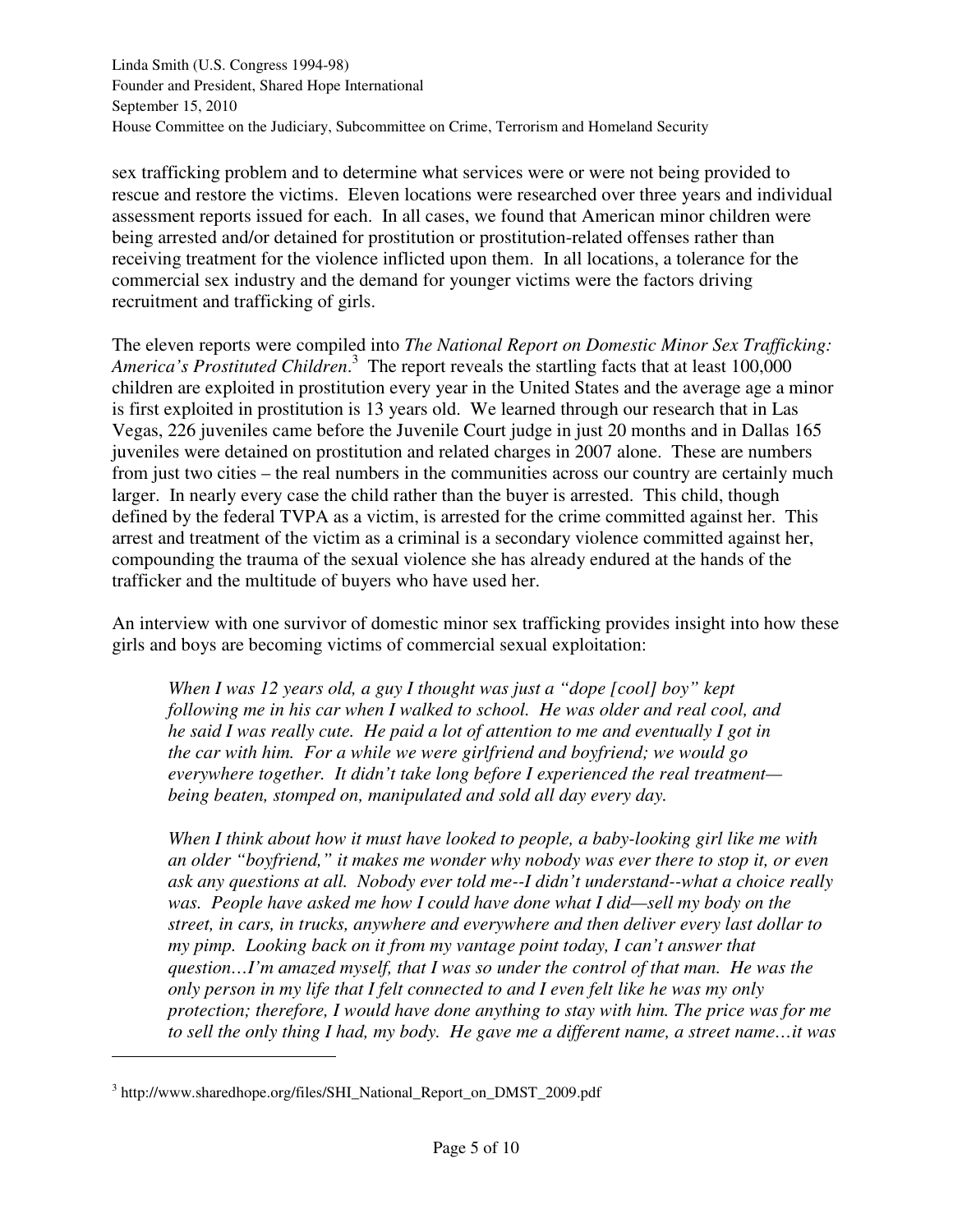sex trafficking problem and to determine what services were or were not being provided to rescue and restore the victims. Eleven locations were researched over three years and individual assessment reports issued for each. In all cases, we found that American minor children were being arrested and/or detained for prostitution or prostitution-related offenses rather than receiving treatment for the violence inflicted upon them. In all locations, a tolerance for the commercial sex industry and the demand for younger victims were the factors driving recruitment and trafficking of girls.

The eleven reports were compiled into *The National Report on Domestic Minor Sex Trafficking: America's Prostituted Children*.[3] The report reveals the startling facts that at least 100,000 children are exploited in prostitution every year in the United States and the average age a minor is first exploited in prostitution is 13 years old. We learned through our research that in Las Vegas, 226 juveniles came before the Juvenile Court judge in just 20 months and in Dallas 165 juveniles were detained on prostitution and related charges in 2007 alone. These are numbers from just two cities – the real numbers in the communities across our country are certainly much larger. In nearly every case the child rather than the buyer is arrested. This child, though defined by the federal TVPA as a victim, is arrested for the crime committed against her. This arrest and treatment of the victim as a criminal is a secondary violence committed against her, compounding the trauma of the sexual violence she has already endured at the hands of the trafficker and the multitude of buyers who have used her.

An interview with one survivor of domestic minor sex trafficking provides insight into how these girls and boys are becoming victims of commercial sexual exploitation:

> *When I was 12 years old, a guy I thought was just a "dope [cool] boy" kept following me in his car when I walked to school. He was older and real cool, and he said I was really cute. He paid a lot of attention to me and eventually I got in the car with him. For a while we were girlfriend and boyfriend; we would go everywhere together. It didn't take long before I experienced the real treatment—being beaten, stomped on, manipulated and sold all day every day.*
>
> *When I think about how it must have looked to people, a baby-looking girl like me with an older "boyfriend," it makes me wonder why nobody was ever there to stop it, or even ask any questions at all. Nobody ever told me--I didn't understand--what a choice really was. People have asked me how I could have done what I did—sell my body on the street, in cars, in trucks, anywhere and everywhere and then deliver every last dollar to my pimp. Looking back on it from my vantage point today, I can't answer that question…I'm amazed myself, that I was so under the control of that man. He was the only person in my life that I felt connected to and I even felt like he was my only protection; therefore, I would have done anything to stay with him. The price was for me to sell the only thing I had, my body. He gave me a different name, a street name…it was*

---

[3] http://www.sharedhope.org/files/SHI_National_Report_on_DMST_2009.pdf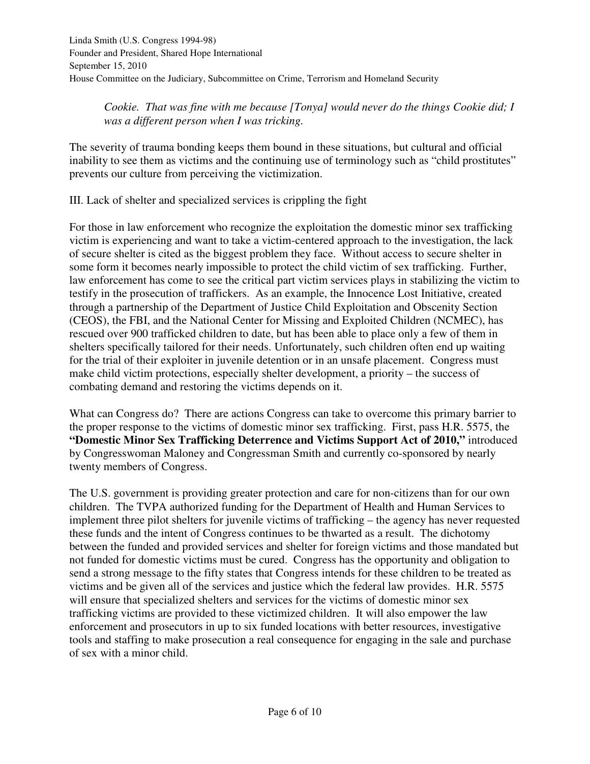*Cookie. That was fine with me because [Tonya] would never do the things Cookie did; I was a different person when I was tricking.*

The severity of trauma bonding keeps them bound in these situations, but cultural and official inability to see them as victims and the continuing use of terminology such as "child prostitutes" prevents our culture from perceiving the victimization.

III. Lack of shelter and specialized services is crippling the fight

For those in law enforcement who recognize the exploitation the domestic minor sex trafficking victim is experiencing and want to take a victim-centered approach to the investigation, the lack of secure shelter is cited as the biggest problem they face. Without access to secure shelter in some form it becomes nearly impossible to protect the child victim of sex trafficking. Further, law enforcement has come to see the critical part victim services plays in stabilizing the victim to testify in the prosecution of traffickers. As an example, the Innocence Lost Initiative, created through a partnership of the Department of Justice Child Exploitation and Obscenity Section (CEOS), the FBI, and the National Center for Missing and Exploited Children (NCMEC), has rescued over 900 trafficked children to date, but has been able to place only a few of them in shelters specifically tailored for their needs. Unfortunately, such children often end up waiting for the trial of their exploiter in juvenile detention or in an unsafe placement. Congress must make child victim protections, especially shelter development, a priority – the success of combating demand and restoring the victims depends on it.

What can Congress do? There are actions Congress can take to overcome this primary barrier to the proper response to the victims of domestic minor sex trafficking. First, pass H.R. 5575, the **"Domestic Minor Sex Trafficking Deterrence and Victims Support Act of 2010,"** introduced by Congresswoman Maloney and Congressman Smith and currently co-sponsored by nearly twenty members of Congress.

The U.S. government is providing greater protection and care for non-citizens than for our own children. The TVPA authorized funding for the Department of Health and Human Services to implement three pilot shelters for juvenile victims of trafficking – the agency has never requested these funds and the intent of Congress continues to be thwarted as a result. The dichotomy between the funded and provided services and shelter for foreign victims and those mandated but not funded for domestic victims must be cured. Congress has the opportunity and obligation to send a strong message to the fifty states that Congress intends for these children to be treated as victims and be given all of the services and justice which the federal law provides. H.R. 5575 will ensure that specialized shelters and services for the victims of domestic minor sex trafficking victims are provided to these victimized children. It will also empower the law enforcement and prosecutors in up to six funded locations with better resources, investigative tools and staffing to make prosecution a real consequence for engaging in the sale and purchase of sex with a minor child.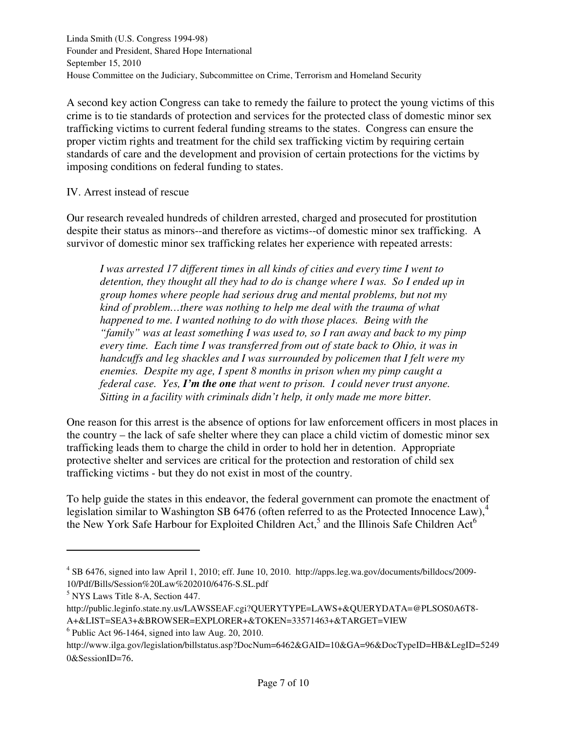A second key action Congress can take to remedy the failure to protect the young victims of this crime is to tie standards of protection and services for the protected class of domestic minor sex trafficking victims to current federal funding streams to the states. Congress can ensure the proper victim rights and treatment for the child sex trafficking victim by requiring certain standards of care and the development and provision of certain protections for the victims by imposing conditions on federal funding to states.

## IV. Arrest instead of rescue

Our research revealed hundreds of children arrested, charged and prosecuted for prostitution despite their status as minors--and therefore as victims--of domestic minor sex trafficking. A survivor of domestic minor sex trafficking relates her experience with repeated arrests:

> *I was arrested 17 different times in all kinds of cities and every time I went to detention, they thought all they had to do is change where I was. So I ended up in group homes where people had serious drug and mental problems, but not my kind of problem…there was nothing to help me deal with the trauma of what happened to me. I wanted nothing to do with those places. Being with the "family" was at least something I was used to, so I ran away and back to my pimp every time. Each time I was transferred from out of state back to Ohio, it was in handcuffs and leg shackles and I was surrounded by policemen that I felt were my enemies. Despite my age, I spent 8 months in prison when my pimp caught a federal case. Yes,* ***I'm the one*** *that went to prison. I could never trust anyone. Sitting in a facility with criminals didn't help, it only made me more bitter.*

One reason for this arrest is the absence of options for law enforcement officers in most places in the country – the lack of safe shelter where they can place a child victim of domestic minor sex trafficking leads them to charge the child in order to hold her in detention. Appropriate protective shelter and services are critical for the protection and restoration of child sex trafficking victims - but they do not exist in most of the country.

To help guide the states in this endeavor, the federal government can promote the enactment of legislation similar to Washington SB 6476 (often referred to as the Protected Innocence Law),[4] the New York Safe Harbour for Exploited Children Act,[5] and the Illinois Safe Children Act[6]

---

[4] SB 6476, signed into law April 1, 2010; eff. June 10, 2010. http://apps.leg.wa.gov/documents/billdocs/2009-10/Pdf/Bills/Session%20Law%202010/6476-S.SL.pdf

[5] NYS Laws Title 8-A, Section 447. http://public.leginfo.state.ny.us/LAWSSEAF.cgi?QUERYTYPE=LAWS+&QUERYDATA=@PLSOS0A6T8-A+&LIST=SEA3+&BROWSER=EXPLORER+&TOKEN=33571463+&TARGET=VIEW

[6] Public Act 96-1464, signed into law Aug. 20, 2010. http://www.ilga.gov/legislation/billstatus.asp?DocNum=6462&GAID=10&GA=96&DocTypeID=HB&LegID=52490&SessionID=76.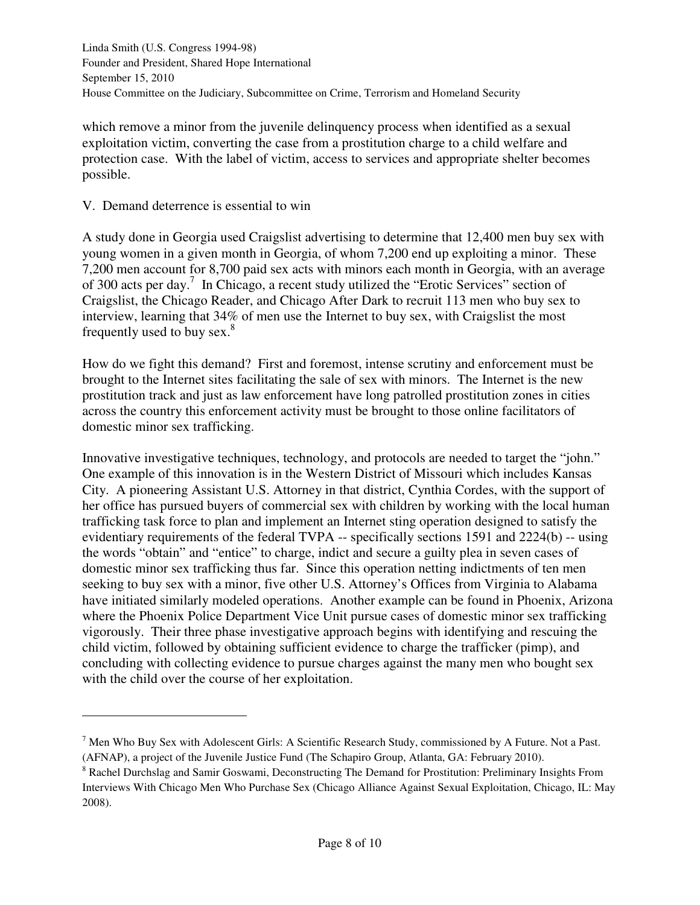which remove a minor from the juvenile delinquency process when identified as a sexual exploitation victim, converting the case from a prostitution charge to a child welfare and protection case. With the label of victim, access to services and appropriate shelter becomes possible.

## V. Demand deterrence is essential to win

A study done in Georgia used Craigslist advertising to determine that 12,400 men buy sex with young women in a given month in Georgia, of whom 7,200 end up exploiting a minor. These 7,200 men account for 8,700 paid sex acts with minors each month in Georgia, with an average of 300 acts per day.[7] In Chicago, a recent study utilized the "Erotic Services" section of Craigslist, the Chicago Reader, and Chicago After Dark to recruit 113 men who buy sex to interview, learning that 34% of men use the Internet to buy sex, with Craigslist the most frequently used to buy sex.[8]

How do we fight this demand? First and foremost, intense scrutiny and enforcement must be brought to the Internet sites facilitating the sale of sex with minors. The Internet is the new prostitution track and just as law enforcement have long patrolled prostitution zones in cities across the country this enforcement activity must be brought to those online facilitators of domestic minor sex trafficking.

Innovative investigative techniques, technology, and protocols are needed to target the "john." One example of this innovation is in the Western District of Missouri which includes Kansas City. A pioneering Assistant U.S. Attorney in that district, Cynthia Cordes, with the support of her office has pursued buyers of commercial sex with children by working with the local human trafficking task force to plan and implement an Internet sting operation designed to satisfy the evidentiary requirements of the federal TVPA -- specifically sections 1591 and 2224(b) -- using the words "obtain" and "entice" to charge, indict and secure a guilty plea in seven cases of domestic minor sex trafficking thus far. Since this operation netting indictments of ten men seeking to buy sex with a minor, five other U.S. Attorney's Offices from Virginia to Alabama have initiated similarly modeled operations. Another example can be found in Phoenix, Arizona where the Phoenix Police Department Vice Unit pursue cases of domestic minor sex trafficking vigorously. Their three phase investigative approach begins with identifying and rescuing the child victim, followed by obtaining sufficient evidence to charge the trafficker (pimp), and concluding with collecting evidence to pursue charges against the many men who bought sex with the child over the course of her exploitation.

---

[7] Men Who Buy Sex with Adolescent Girls: A Scientific Research Study, commissioned by A Future. Not a Past. (AFNAP), a project of the Juvenile Justice Fund (The Schapiro Group, Atlanta, GA: February 2010).

[8] Rachel Durchslag and Samir Goswami, Deconstructing The Demand for Prostitution: Preliminary Insights From Interviews With Chicago Men Who Purchase Sex (Chicago Alliance Against Sexual Exploitation, Chicago, IL: May 2008).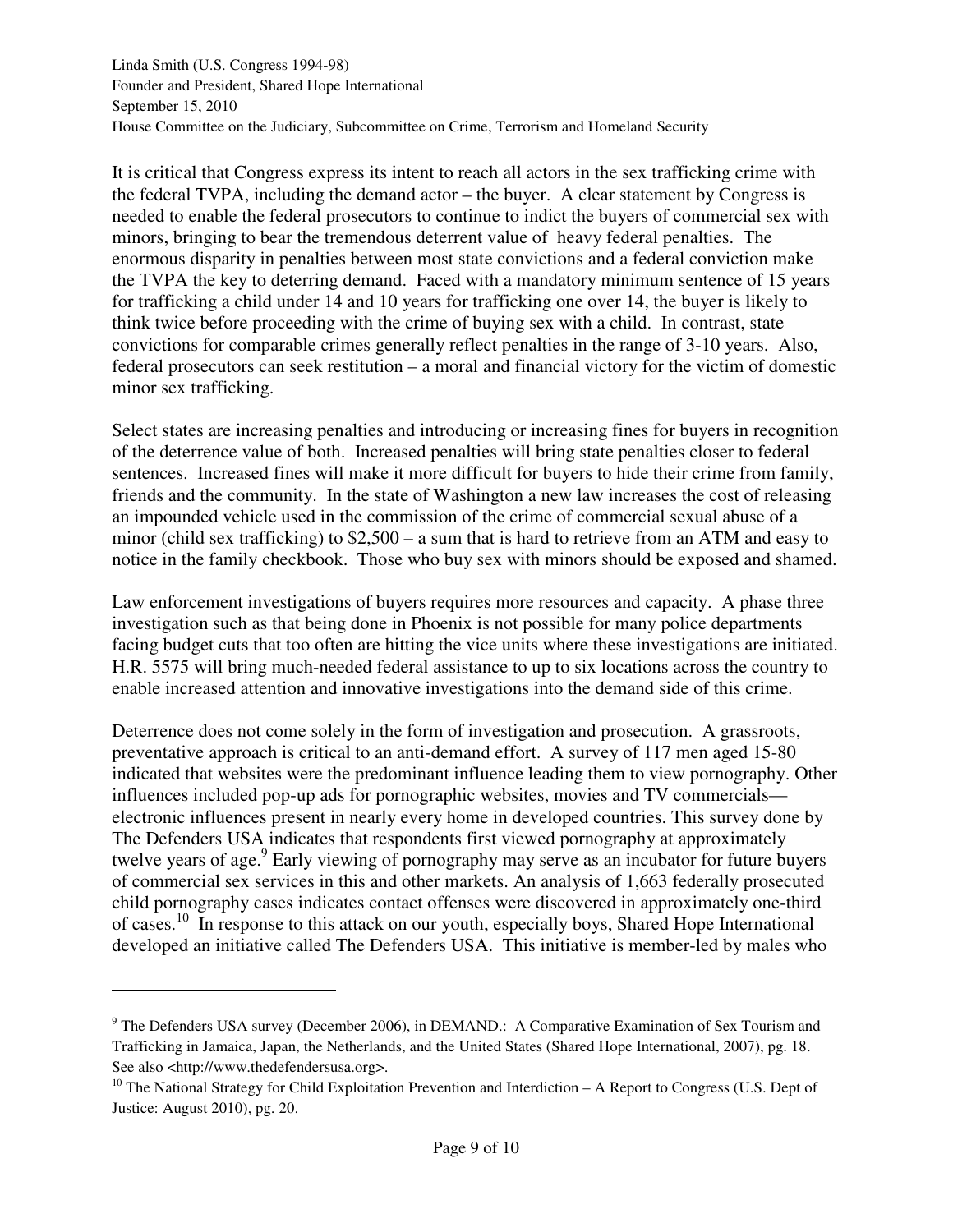It is critical that Congress express its intent to reach all actors in the sex trafficking crime with the federal TVPA, including the demand actor – the buyer. A clear statement by Congress is needed to enable the federal prosecutors to continue to indict the buyers of commercial sex with minors, bringing to bear the tremendous deterrent value of heavy federal penalties. The enormous disparity in penalties between most state convictions and a federal conviction make the TVPA the key to deterring demand. Faced with a mandatory minimum sentence of 15 years for trafficking a child under 14 and 10 years for trafficking one over 14, the buyer is likely to think twice before proceeding with the crime of buying sex with a child. In contrast, state convictions for comparable crimes generally reflect penalties in the range of 3-10 years. Also, federal prosecutors can seek restitution – a moral and financial victory for the victim of domestic minor sex trafficking.

Select states are increasing penalties and introducing or increasing fines for buyers in recognition of the deterrence value of both. Increased penalties will bring state penalties closer to federal sentences. Increased fines will make it more difficult for buyers to hide their crime from family, friends and the community. In the state of Washington a new law increases the cost of releasing an impounded vehicle used in the commission of the crime of commercial sexual abuse of a minor (child sex trafficking) to $2,500 – a sum that is hard to retrieve from an ATM and easy to notice in the family checkbook. Those who buy sex with minors should be exposed and shamed.

Law enforcement investigations of buyers requires more resources and capacity. A phase three investigation such as that being done in Phoenix is not possible for many police departments facing budget cuts that too often are hitting the vice units where these investigations are initiated. H.R. 5575 will bring much-needed federal assistance to up to six locations across the country to enable increased attention and innovative investigations into the demand side of this crime.

Deterrence does not come solely in the form of investigation and prosecution. A grassroots, preventative approach is critical to an anti-demand effort. A survey of 117 men aged 15-80 indicated that websites were the predominant influence leading them to view pornography. Other influences included pop-up ads for pornographic websites, movies and TV commercials—electronic influences present in nearly every home in developed countries. This survey done by The Defenders USA indicates that respondents first viewed pornography at approximately twelve years of age.[9] Early viewing of pornography may serve as an incubator for future buyers of commercial sex services in this and other markets. An analysis of 1,663 federally prosecuted child pornography cases indicates contact offenses were discovered in approximately one-third of cases.[10] In response to this attack on our youth, especially boys, Shared Hope International developed an initiative called The Defenders USA. This initiative is member-led by males who

---

[9] The Defenders USA survey (December 2006), in DEMAND.: A Comparative Examination of Sex Tourism and Trafficking in Jamaica, Japan, the Netherlands, and the United States (Shared Hope International, 2007), pg. 18. See also <http://www.thedefendersusa.org>.

[10] The National Strategy for Child Exploitation Prevention and Interdiction – A Report to Congress (U.S. Dept of Justice: August 2010), pg. 20.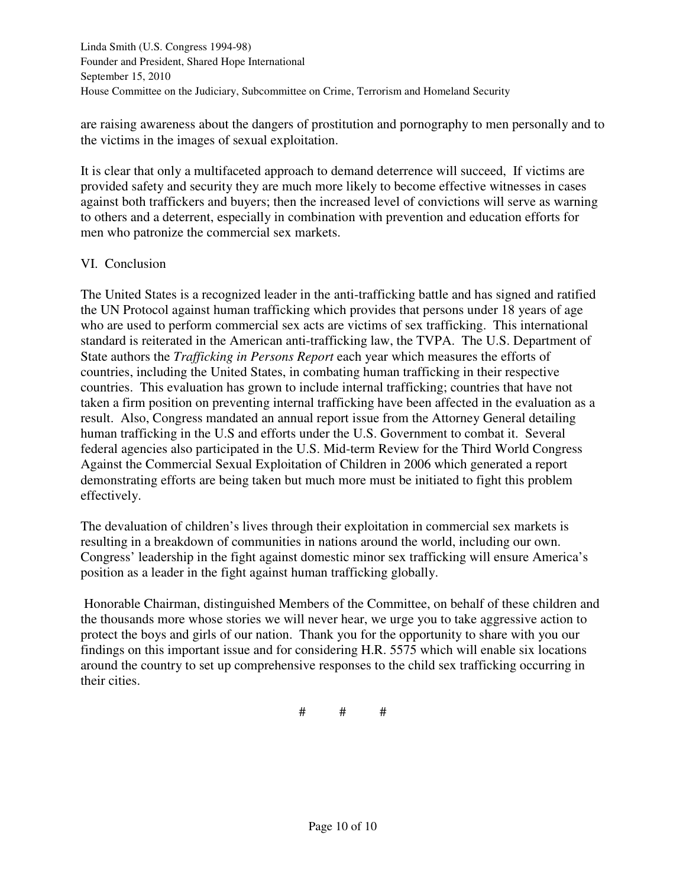are raising awareness about the dangers of prostitution and pornography to men personally and to the victims in the images of sexual exploitation.

It is clear that only a multifaceted approach to demand deterrence will succeed, If victims are provided safety and security they are much more likely to become effective witnesses in cases against both traffickers and buyers; then the increased level of convictions will serve as warning to others and a deterrent, especially in combination with prevention and education efforts for men who patronize the commercial sex markets.

## VI. Conclusion

The United States is a recognized leader in the anti-trafficking battle and has signed and ratified the UN Protocol against human trafficking which provides that persons under 18 years of age who are used to perform commercial sex acts are victims of sex trafficking. This international standard is reiterated in the American anti-trafficking law, the TVPA. The U.S. Department of State authors the *Trafficking in Persons Report* each year which measures the efforts of countries, including the United States, in combating human trafficking in their respective countries. This evaluation has grown to include internal trafficking; countries that have not taken a firm position on preventing internal trafficking have been affected in the evaluation as a result. Also, Congress mandated an annual report issue from the Attorney General detailing human trafficking in the U.S and efforts under the U.S. Government to combat it. Several federal agencies also participated in the U.S. Mid-term Review for the Third World Congress Against the Commercial Sexual Exploitation of Children in 2006 which generated a report demonstrating efforts are being taken but much more must be initiated to fight this problem effectively.

The devaluation of children's lives through their exploitation in commercial sex markets is resulting in a breakdown of communities in nations around the world, including our own. Congress' leadership in the fight against domestic minor sex trafficking will ensure America's position as a leader in the fight against human trafficking globally.

Honorable Chairman, distinguished Members of the Committee, on behalf of these children and the thousands more whose stories we will never hear, we urge you to take aggressive action to protect the boys and girls of our nation. Thank you for the opportunity to share with you our findings on this important issue and for considering H.R. 5575 which will enable six locations around the country to set up comprehensive responses to the child sex trafficking occurring in their cities.

# # #